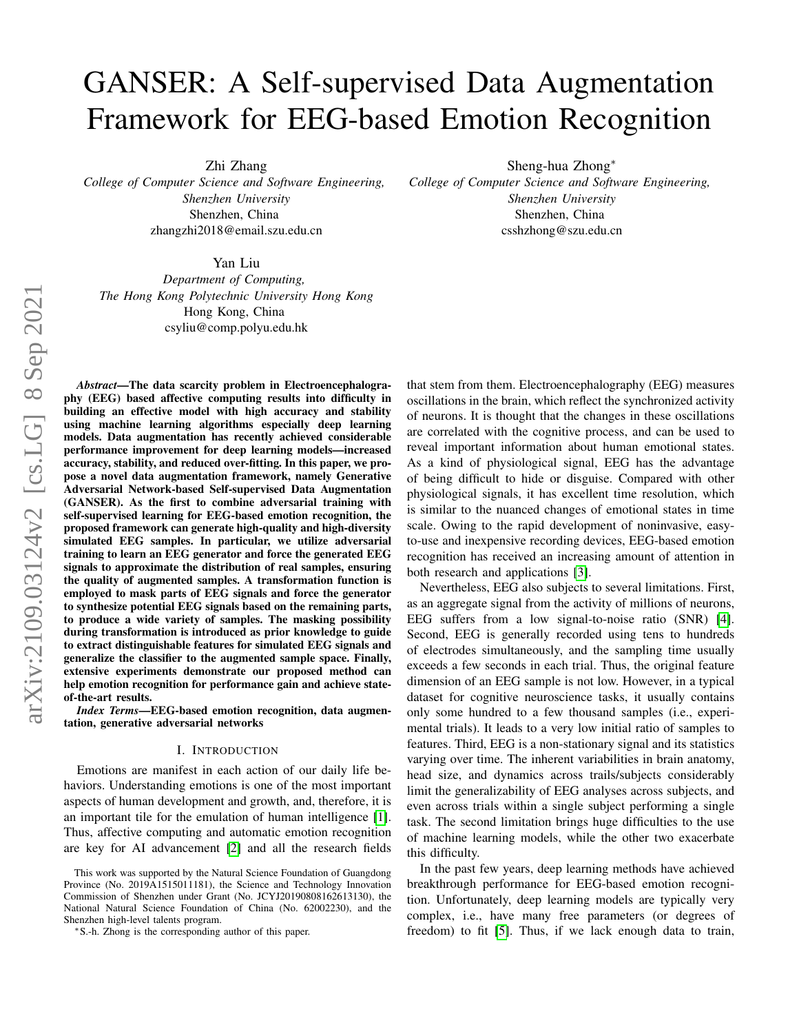# GANSER: A Self-supervised Data Augmentation Framework for EEG-based Emotion Recognition

Zhi Zhang
*College of Computer Science and Software Engineering, Shenzhen University*
Shenzhen, China
zhangzhi2018@email.szu.edu.cn

Sheng-hua Zhong*
*College of Computer Science and Software Engineering, Shenzhen University*
Shenzhen, China
csshzhong@szu.edu.cn

Yan Liu
*Department of Computing, The Hong Kong Polytechnic University Hong Kong*
Hong Kong, China
csyliu@comp.polyu.edu.hk

***Abstract*—The data scarcity problem in Electroencephalography (EEG) based affective computing results into difficulty in building an effective model with high accuracy and stability using machine learning algorithms especially deep learning models. Data augmentation has recently achieved considerable performance improvement for deep learning models—increased accuracy, stability, and reduced over-fitting. In this paper, we propose a novel data augmentation framework, namely Generative Adversarial Network-based Self-supervised Data Augmentation (GANSER). As the first to combine adversarial training with self-supervised learning for EEG-based emotion recognition, the proposed framework can generate high-quality and high-diversity simulated EEG samples. In particular, we utilize adversarial training to learn an EEG generator and force the generated EEG signals to approximate the distribution of real samples, ensuring the quality of augmented samples. A transformation function is employed to mask parts of EEG signals and force the generator to synthesize potential EEG signals based on the remaining parts, to produce a wide variety of samples. The masking possibility during transformation is introduced as prior knowledge to guide to extract distinguishable features for simulated EEG signals and generalize the classifier to the augmented sample space. Finally, extensive experiments demonstrate our proposed method can help emotion recognition for performance gain and achieve state-of-the-art results.**

***Index Terms*—EEG-based emotion recognition, data augmentation, generative adversarial networks**

## I. Introduction

Emotions are manifest in each action of our daily life behaviors. Understanding emotions is one of the most important aspects of human development and growth, and, therefore, it is an important tile for the emulation of human intelligence [1]. Thus, affective computing and automatic emotion recognition are key for AI advancement [2] and all the research fields that stem from them. Electroencephalography (EEG) measures oscillations in the brain, which reflect the synchronized activity of neurons. It is thought that the changes in these oscillations are correlated with the cognitive process, and can be used to reveal important information about human emotional states. As a kind of physiological signal, EEG has the advantage of being difficult to hide or disguise. Compared with other physiological signals, it has excellent time resolution, which is similar to the nuanced changes of emotional states in time scale. Owing to the rapid development of noninvasive, easy-to-use and inexpensive recording devices, EEG-based emotion recognition has received an increasing amount of attention in both research and applications [3].

Nevertheless, EEG also subjects to several limitations. First, as an aggregate signal from the activity of millions of neurons, EEG suffers from a low signal-to-noise ratio (SNR) [4]. Second, EEG is generally recorded using tens to hundreds of electrodes simultaneously, and the sampling time usually exceeds a few seconds in each trial. Thus, the original feature dimension of an EEG sample is not low. However, in a typical dataset for cognitive neuroscience tasks, it usually contains only some hundred to a few thousand samples (i.e., experimental trials). It leads to a very low initial ratio of samples to features. Third, EEG is a non-stationary signal and its statistics varying over time. The inherent variabilities in brain anatomy, head size, and dynamics across trails/subjects considerably limit the generalizability of EEG analyses across subjects, and even across trials within a single subject performing a single task. The second limitation brings huge difficulties to the use of machine learning models, while the other two exacerbate this difficulty.

In the past few years, deep learning methods have achieved breakthrough performance for EEG-based emotion recognition. Unfortunately, deep learning models are typically very complex, i.e., have many free parameters (or degrees of freedom) to fit [5]. Thus, if we lack enough data to train,

This work was supported by the Natural Science Foundation of Guangdong Province (No. 2019A1515011181), the Science and Technology Innovation Commission of Shenzhen under Grant (No. JCYJ20190808162613130), the National Natural Science Foundation of China (No. 62002230), and the Shenzhen high-level talents program.

*S.-h. Zhong is the corresponding author of this paper.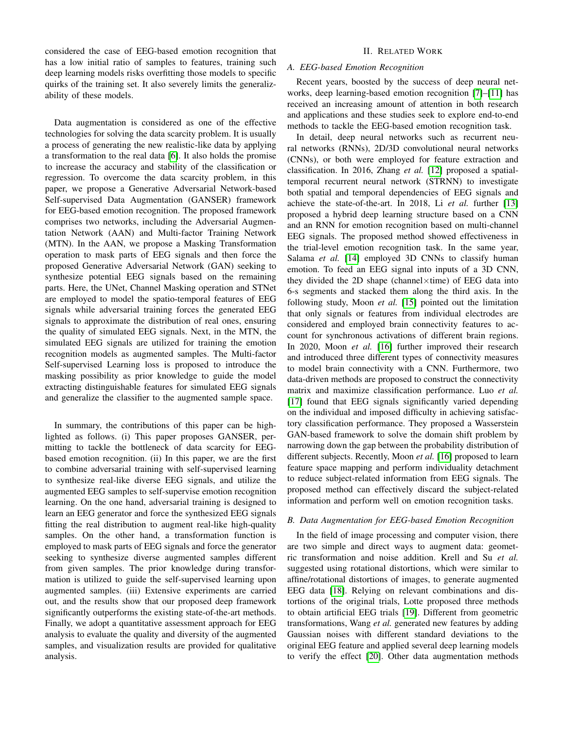considered the case of EEG-based emotion recognition that has a low initial ratio of samples to features, training such deep learning models risks overfitting those models to specific quirks of the training set. It also severely limits the generalizability of these models.

Data augmentation is considered as one of the effective technologies for solving the data scarcity problem. It is usually a process of generating the new realistic-like data by applying a transformation to the real data [6]. It also holds the promise to increase the accuracy and stability of the classification or regression. To overcome the data scarcity problem, in this paper, we propose a Generative Adversarial Network-based Self-supervised Data Augmentation (GANSER) framework for EEG-based emotion recognition. The proposed framework comprises two networks, including the Adversarial Augmentation Network (AAN) and Multi-factor Training Network (MTN). In the AAN, we propose a Masking Transformation operation to mask parts of EEG signals and then force the proposed Generative Adversarial Network (GAN) seeking to synthesize potential EEG signals based on the remaining parts. Here, the UNet, Channel Masking operation and STNet are employed to model the spatio-temporal features of EEG signals while adversarial training forces the generated EEG signals to approximate the distribution of real ones, ensuring the quality of simulated EEG signals. Next, in the MTN, the simulated EEG signals are utilized for training the emotion recognition models as augmented samples. The Multi-factor Self-supervised Learning loss is proposed to introduce the masking possibility as prior knowledge to guide the model extracting distinguishable features for simulated EEG signals and generalize the classifier to the augmented sample space.

In summary, the contributions of this paper can be highlighted as follows. (i) This paper proposes GANSER, permitting to tackle the bottleneck of data scarcity for EEG-based emotion recognition. (ii) In this paper, we are the first to combine adversarial training with self-supervised learning to synthesize real-like diverse EEG signals, and utilize the augmented EEG samples to self-supervise emotion recognition learning. On the one hand, adversarial training is designed to learn an EEG generator and force the synthesized EEG signals fitting the real distribution to augment real-like high-quality samples. On the other hand, a transformation function is employed to mask parts of EEG signals and force the generator seeking to synthesize diverse augmented samples different from given samples. The prior knowledge during transformation is utilized to guide the self-supervised learning upon augmented samples. (iii) Extensive experiments are carried out, and the results show that our proposed deep framework significantly outperforms the existing state-of-the-art methods. Finally, we adopt a quantitative assessment approach for EEG analysis to evaluate the quality and diversity of the augmented samples, and visualization results are provided for qualitative analysis.

## II. Related Work

### A. EEG-based Emotion Recognition

Recent years, boosted by the success of deep neural networks, deep learning-based emotion recognition [7]–[11] has received an increasing amount of attention in both research and applications and these studies seek to explore end-to-end methods to tackle the EEG-based emotion recognition task.

In detail, deep neural networks such as recurrent neural networks (RNNs), 2D/3D convolutional neural networks (CNNs), or both were employed for feature extraction and classification. In 2016, Zhang *et al.* [12] proposed a spatial-temporal recurrent neural network (STRNN) to investigate both spatial and temporal dependencies of EEG signals and achieve the state-of-the-art. In 2018, Li *et al.* further [13] proposed a hybrid deep learning structure based on a CNN and an RNN for emotion recognition based on multi-channel EEG signals. The proposed method showed effectiveness in the trial-level emotion recognition task. In the same year, Salama *et al.* [14] employed 3D CNNs to classify human emotion. To feed an EEG signal into inputs of a 3D CNN, they divided the 2D shape (channel$\times$time) of EEG data into 6-s segments and stacked them along the third axis. In the following study, Moon *et al.* [15] pointed out the limitation that only signals or features from individual electrodes are considered and employed brain connectivity features to account for synchronous activations of different brain regions. In 2020, Moon *et al.* [16] further improved their research and introduced three different types of connectivity measures to model brain connectivity with a CNN. Furthermore, two data-driven methods are proposed to construct the connectivity matrix and maximize classification performance. Luo *et al.* [17] found that EEG signals significantly varied depending on the individual and imposed difficulty in achieving satisfactory classification performance. They proposed a Wasserstein GAN-based framework to solve the domain shift problem by narrowing down the gap between the probability distribution of different subjects. Recently, Moon *et al.* [16] proposed to learn feature space mapping and perform individuality detachment to reduce subject-related information from EEG signals. The proposed method can effectively discard the subject-related information and perform well on emotion recognition tasks.

### B. Data Augmentation for EEG-based Emotion Recognition

In the field of image processing and computer vision, there are two simple and direct ways to augment data: geometric transformation and noise addition. Krell and Su *et al.* suggested using rotational distortions, which were similar to affine/rotational distortions of images, to generate augmented EEG data [18]. Relying on relevant combinations and distortions of the original trials, Lotte proposed three methods to obtain artificial EEG trials [19]. Different from geometric transformations, Wang *et al.* generated new features by adding Gaussian noises with different standard deviations to the original EEG feature and applied several deep learning models to verify the effect [20]. Other data augmentation methods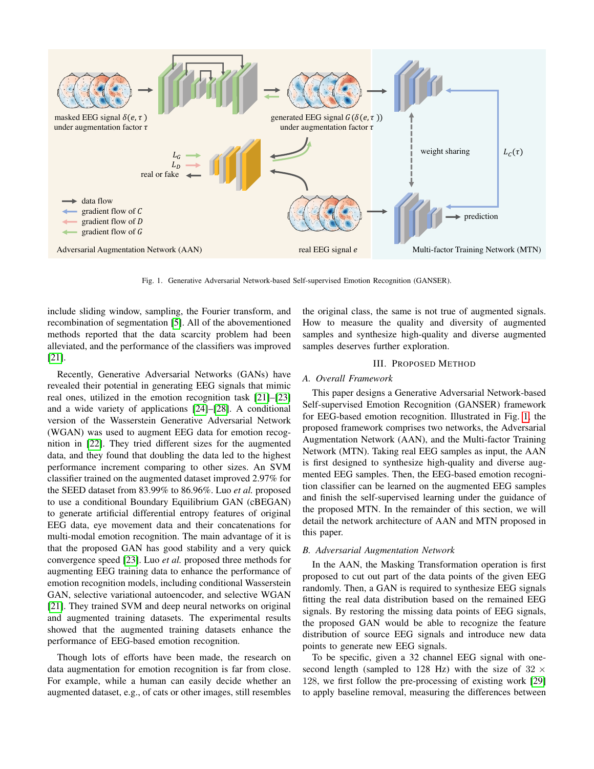Fig. 1. Generative Adversarial Network-based Self-supervised Emotion Recognition (GANSER).

include sliding window, sampling, the Fourier transform, and recombination of segmentation [5]. All of the abovementioned methods reported that the data scarcity problem had been alleviated, and the performance of the classifiers was improved [21].

Recently, Generative Adversarial Networks (GANs) have revealed their potential in generating EEG signals that mimic real ones, utilized in the emotion recognition task [21]–[23] and a wide variety of applications [24]–[28]. A conditional version of the Wasserstein Generative Adversarial Network (WGAN) was used to augment EEG data for emotion recognition in [22]. They tried different sizes for the augmented data, and they found that doubling the data led to the highest performance increment comparing to other sizes. An SVM classifier trained on the augmented dataset improved 2.97% for the SEED dataset from 83.99% to 86.96%. Luo *et al.* proposed to use a conditional Boundary Equilibrium GAN (cBEGAN) to generate artificial differential entropy features of original EEG data, eye movement data and their concatenations for multi-modal emotion recognition. The main advantage of it is that the proposed GAN has good stability and a very quick convergence speed [23]. Luo *et al.* proposed three methods for augmenting EEG training data to enhance the performance of emotion recognition models, including conditional Wasserstein GAN, selective variational autoencoder, and selective WGAN [21]. They trained SVM and deep neural networks on original and augmented training datasets. The experimental results showed that the augmented training datasets enhance the performance of EEG-based emotion recognition.

Though lots of efforts have been made, the research on data augmentation for emotion recognition is far from close. For example, while a human can easily decide whether an augmented dataset, e.g., of cats or other images, still resembles the original class, the same is not true of augmented signals. How to measure the quality and diversity of augmented samples and synthesize high-quality and diverse augmented samples deserves further exploration.

## III. Proposed Method

### A. Overall Framework

This paper designs a Generative Adversarial Network-based Self-supervised Emotion Recognition (GANSER) framework for EEG-based emotion recognition. Illustrated in Fig. 1, the proposed framework comprises two networks, the Adversarial Augmentation Network (AAN), and the Multi-factor Training Network (MTN). Taking real EEG samples as input, the AAN is first designed to synthesize high-quality and diverse augmented EEG samples. Then, the EEG-based emotion recognition classifier can be learned on the augmented EEG samples and finish the self-supervised learning under the guidance of the proposed MTN. In the remainder of this section, we will detail the network architecture of AAN and MTN proposed in this paper.

### B. Adversarial Augmentation Network

In the AAN, the Masking Transformation operation is first proposed to cut out part of the data points of the given EEG randomly. Then, a GAN is required to synthesize EEG signals fitting the real data distribution based on the remained EEG signals. By restoring the missing data points of EEG signals, the proposed GAN would be able to recognize the feature distribution of source EEG signals and introduce new data points to generate new EEG signals.

To be specific, given a 32 channel EEG signal with one-second length (sampled to 128 Hz) with the size of $32 \times 128$, we first follow the pre-processing of existing work [29] to apply baseline removal, measuring the differences between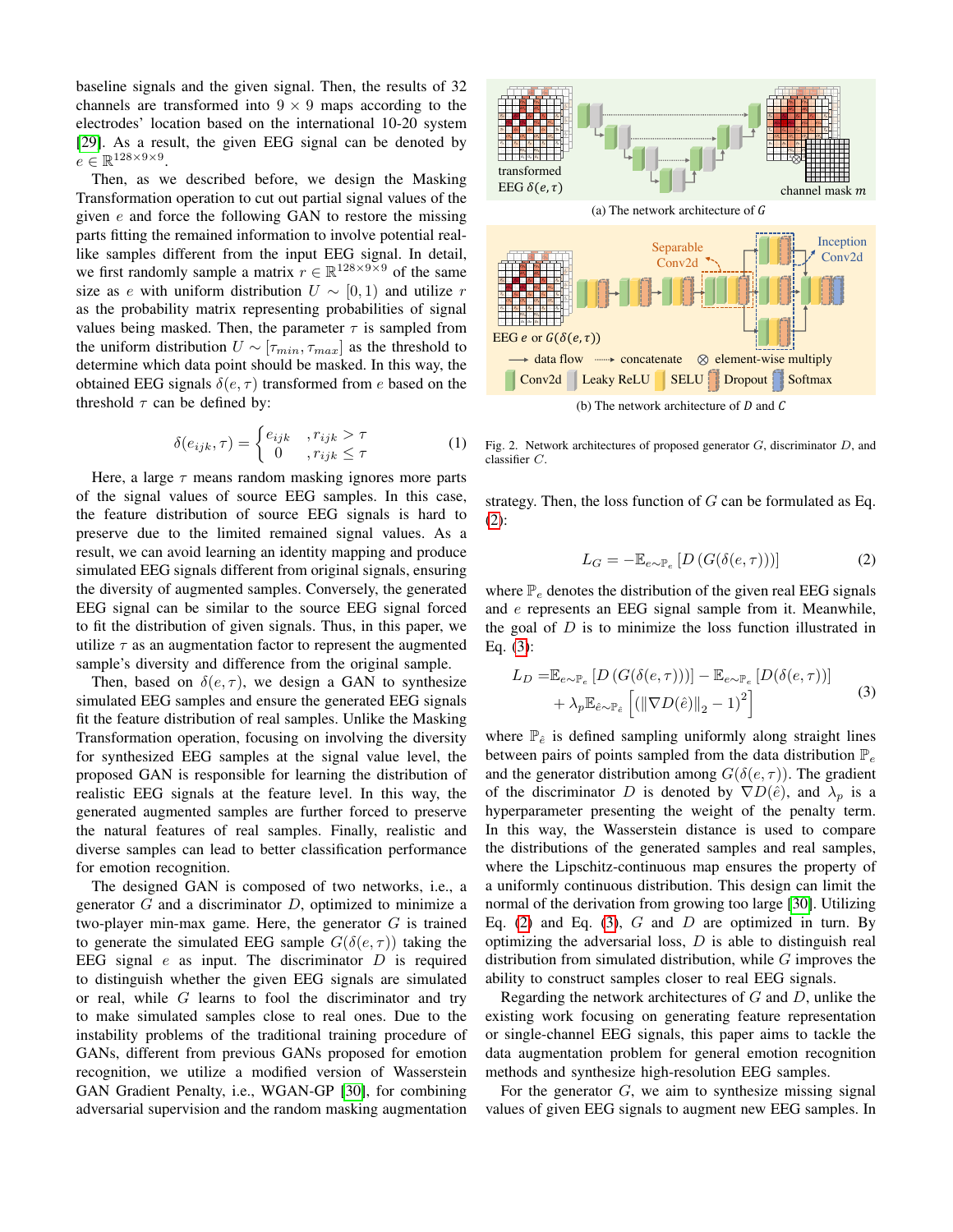baseline signals and the given signal. Then, the results of 32 channels are transformed into $9 \times 9$ maps according to the electrodes' location based on the international 10-20 system [29]. As a result, the given EEG signal can be denoted by $e \in \mathbb{R}^{128 \times 9 \times 9}$.

Then, as we described before, we design the Masking Transformation operation to cut out partial signal values of the given $e$ and force the following GAN to restore the missing parts fitting the remained information to involve potential real-like samples different from the input EEG signal. In detail, we first randomly sample a matrix $r \in \mathbb{R}^{128 \times 9 \times 9}$ of the same size as $e$ with uniform distribution $U \sim [0, 1)$ and utilize $r$ as the probability matrix representing probabilities of signal values being masked. Then, the parameter $\tau$ is sampled from the uniform distribution $U \sim [\tau_{min}, \tau_{max}]$ as the threshold to determine which data point should be masked. In this way, the obtained EEG signals $\delta(e, \tau)$ transformed from $e$ based on the threshold $\tau$ can be defined by:

$$\delta(e_{ijk}, \tau) = \begin{cases} e_{ijk} & , r_{ijk} > \tau \\ 0 & , r_{ijk} \leq \tau \end{cases} \tag{1}$$

Here, a large $\tau$ means random masking ignores more parts of the signal values of source EEG samples. In this case, the feature distribution of source EEG signals is hard to preserve due to the limited remained signal values. As a result, we can avoid learning an identity mapping and produce simulated EEG signals different from original signals, ensuring the diversity of augmented samples. Conversely, the generated EEG signal can be similar to the source EEG signal forced to fit the distribution of given signals. Thus, in this paper, we utilize $\tau$ as an augmentation factor to represent the augmented sample's diversity and difference from the original sample.

Then, based on $\delta(e, \tau)$, we design a GAN to synthesize simulated EEG samples and ensure the generated EEG signals fit the feature distribution of real samples. Unlike the Masking Transformation operation, focusing on involving the diversity for synthesized EEG samples at the signal value level, the proposed GAN is responsible for learning the distribution of realistic EEG signals at the feature level. In this way, the generated augmented samples are further forced to preserve the natural features of real samples. Finally, realistic and diverse samples can lead to better classification performance for emotion recognition.

The designed GAN is composed of two networks, i.e., a generator $G$ and a discriminator $D$, optimized to minimize a two-player min-max game. Here, the generator $G$ is trained to generate the simulated EEG sample $G(\delta(e, \tau))$ taking the EEG signal $e$ as input. The discriminator $D$ is required to distinguish whether the given EEG signals are simulated or real, while $G$ learns to fool the discriminator and try to make simulated samples close to real ones. Due to the instability problems of the traditional training procedure of GANs, different from previous GANs proposed for emotion recognition, we utilize a modified version of Wasserstein GAN Gradient Penalty, i.e., WGAN-GP [30], for combining adversarial supervision and the random masking augmentation strategy. Then, the loss function of $G$ can be formulated as Eq. (2):

$$L_G = -\mathbb{E}_{e \sim \mathbb{P}_e} \left[ D \left( G(\delta(e, \tau)) \right) \right] \tag{2}$$

where $\mathbb{P}_e$ denotes the distribution of the given real EEG signals and $e$ represents an EEG signal sample from it. Meanwhile, the goal of $D$ is to minimize the loss function illustrated in Eq. (3):

$$\begin{aligned} L_D = &\mathbb{E}_{e \sim \mathbb{P}_e} \left[ D \left( G(\delta(e, \tau)) \right) \right] - \mathbb{E}_{e \sim \mathbb{P}_e} \left[ D(\delta(e, \tau)) \right] \\ &+ \lambda_p \mathbb{E}_{\hat{e} \sim \mathbb{P}_{\hat{e}}} \left[ \left( \|\nabla D(\hat{e})\|_2 - 1 \right)^2 \right] \end{aligned} \tag{3}$$

where $\mathbb{P}_{\hat{e}}$ is defined sampling uniformly along straight lines between pairs of points sampled from the data distribution $\mathbb{P}_e$ and the generator distribution among $G(\delta(e, \tau))$. The gradient of the discriminator $D$ is denoted by $\nabla D(\hat{e})$, and $\lambda_p$ is a hyperparameter presenting the weight of the penalty term. In this way, the Wasserstein distance is used to compare the distributions of the generated samples and real samples, where the Lipschitz-continuous map ensures the property of a uniformly continuous distribution. This design can limit the normal of the derivation from growing too large [30]. Utilizing Eq. (2) and Eq. (3), $G$ and $D$ are optimized in turn. By optimizing the adversarial loss, $D$ is able to distinguish real distribution from simulated distribution, while $G$ improves the ability to construct samples closer to real EEG signals.

Regarding the network architectures of $G$ and $D$, unlike the existing work focusing on generating feature representation or single-channel EEG signals, this paper aims to tackle the data augmentation problem for general emotion recognition methods and synthesize high-resolution EEG samples.

For the generator $G$, we aim to synthesize missing signal values of given EEG signals to augment new EEG samples. In

(a) The network architecture of $G$

(b) The network architecture of $D$ and $C$

Fig. 2. Network architectures of proposed generator $G$, discriminator $D$, and classifier $C$.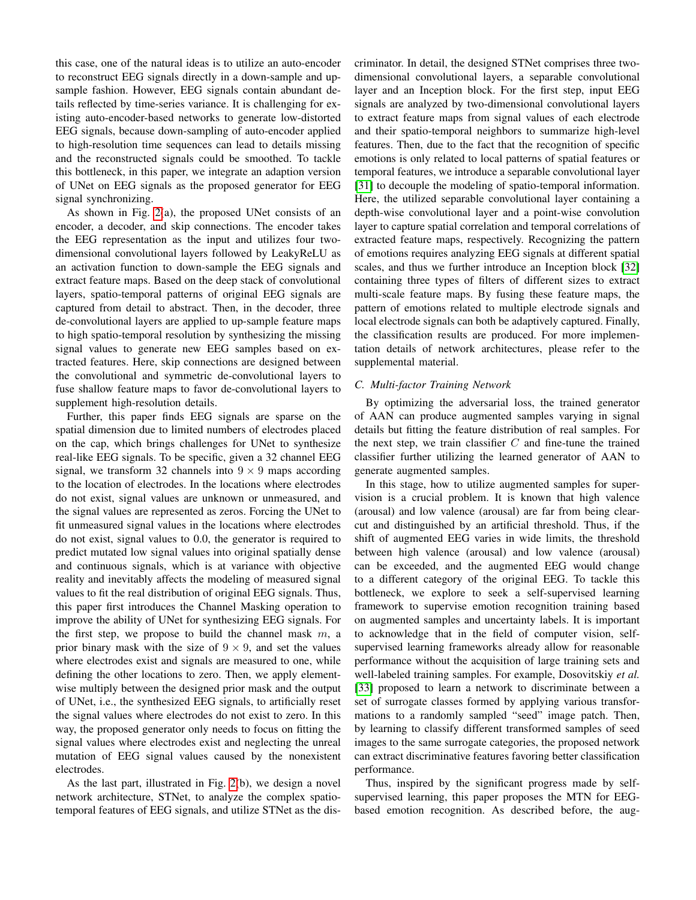this case, one of the natural ideas is to utilize an auto-encoder to reconstruct EEG signals directly in a down-sample and up-sample fashion. However, EEG signals contain abundant details reflected by time-series variance. It is challenging for existing auto-encoder-based networks to generate low-distorted EEG signals, because down-sampling of auto-encoder applied to high-resolution time sequences can lead to details missing and the reconstructed signals could be smoothed. To tackle this bottleneck, in this paper, we integrate an adaption version of UNet on EEG signals as the proposed generator for EEG signal synchronizing.

As shown in Fig. 2(a), the proposed UNet consists of an encoder, a decoder, and skip connections. The encoder takes the EEG representation as the input and utilizes four two-dimensional convolutional layers followed by LeakyReLU as an activation function to down-sample the EEG signals and extract feature maps. Based on the deep stack of convolutional layers, spatio-temporal patterns of original EEG signals are captured from detail to abstract. Then, in the decoder, three de-convolutional layers are applied to up-sample feature maps to high spatio-temporal resolution by synthesizing the missing signal values to generate new EEG samples based on extracted features. Here, skip connections are designed between the convolutional and symmetric de-convolutional layers to fuse shallow feature maps to favor de-convolutional layers to supplement high-resolution details.

Further, this paper finds EEG signals are sparse on the spatial dimension due to limited numbers of electrodes placed on the cap, which brings challenges for UNet to synthesize real-like EEG signals. To be specific, given a 32 channel EEG signal, we transform 32 channels into $9 \times 9$ maps according to the location of electrodes. In the locations where electrodes do not exist, signal values are unknown or unmeasured, and the signal values are represented as zeros. Forcing the UNet to fit unmeasured signal values in the locations where electrodes do not exist, signal values to 0.0, the generator is required to predict mutated low signal values into original spatially dense and continuous signals, which is at variance with objective reality and inevitably affects the modeling of measured signal values to fit the real distribution of original EEG signals. Thus, this paper first introduces the Channel Masking operation to improve the ability of UNet for synthesizing EEG signals. For the first step, we propose to build the channel mask $m$, a prior binary mask with the size of $9 \times 9$, and set the values where electrodes exist and signals are measured to one, while defining the other locations to zero. Then, we apply element-wise multiply between the designed prior mask and the output of UNet, i.e., the synthesized EEG signals, to artificially reset the signal values where electrodes do not exist to zero. In this way, the proposed generator only needs to focus on fitting the signal values where electrodes exist and neglecting the unreal mutation of EEG signal values caused by the nonexistent electrodes.

As the last part, illustrated in Fig. 2(b), we design a novel network architecture, STNet, to analyze the complex spatio-temporal features of EEG signals, and utilize STNet as the discriminator. In detail, the designed STNet comprises three two-dimensional convolutional layers, a separable convolutional layer and an Inception block. For the first step, input EEG signals are analyzed by two-dimensional convolutional layers to extract feature maps from signal values of each electrode and their spatio-temporal neighbors to summarize high-level features. Then, due to the fact that the recognition of specific emotions is only related to local patterns of spatial features or temporal features, we introduce a separable convolutional layer [31] to decouple the modeling of spatio-temporal information. Here, the utilized separable convolutional layer containing a depth-wise convolutional layer and a point-wise convolution layer to capture spatial correlation and temporal correlations of extracted feature maps, respectively. Recognizing the pattern of emotions requires analyzing EEG signals at different spatial scales, and thus we further introduce an Inception block [32] containing three types of filters of different sizes to extract multi-scale feature maps. By fusing these feature maps, the pattern of emotions related to multiple electrode signals and local electrode signals can both be adaptively captured. Finally, the classification results are produced. For more implementation details of network architectures, please refer to the supplemental material.

### C. Multi-factor Training Network

By optimizing the adversarial loss, the trained generator of AAN can produce augmented samples varying in signal details but fitting the feature distribution of real samples. For the next step, we train classifier $C$ and fine-tune the trained classifier further utilizing the learned generator of AAN to generate augmented samples.

In this stage, how to utilize augmented samples for supervision is a crucial problem. It is known that high valence (arousal) and low valence (arousal) are far from being clear-cut and distinguished by an artificial threshold. Thus, if the shift of augmented EEG varies in wide limits, the threshold between high valence (arousal) and low valence (arousal) can be exceeded, and the augmented EEG would change to a different category of the original EEG. To tackle this bottleneck, we explore to seek a self-supervised learning framework to supervise emotion recognition training based on augmented samples and uncertainty labels. It is important to acknowledge that in the field of computer vision, self-supervised learning frameworks already allow for reasonable performance without the acquisition of large training sets and well-labeled training samples. For example, Dosovitskiy *et al.* [33] proposed to learn a network to discriminate between a set of surrogate classes formed by applying various transformations to a randomly sampled "seed" image patch. Then, by learning to classify different transformed samples of seed images to the same surrogate categories, the proposed network can extract discriminative features favoring better classification performance.

Thus, inspired by the significant progress made by self-supervised learning, this paper proposes the MTN for EEG-based emotion recognition. As described before, the aug-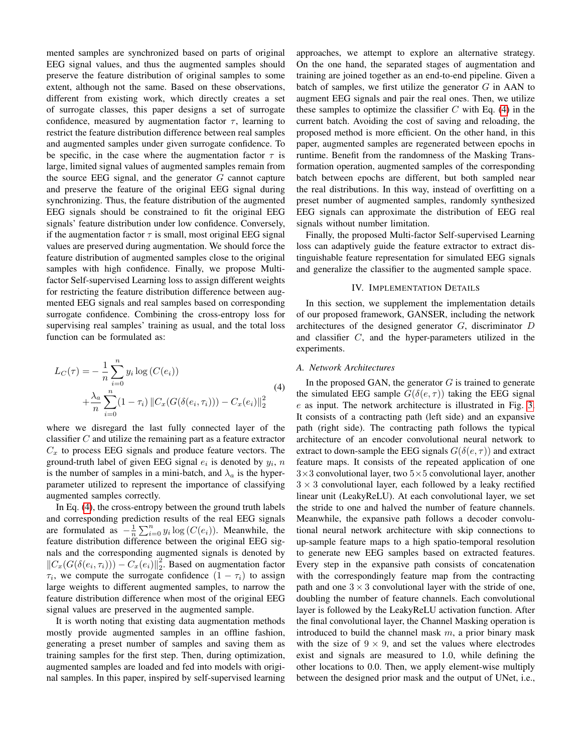mented samples are synchronized based on parts of original EEG signal values, and thus the augmented samples should preserve the feature distribution of original samples to some extent, although not the same. Based on these observations, different from existing work, which directly creates a set of surrogate classes, this paper designs a set of surrogate confidence, measured by augmentation factor $\tau$, learning to restrict the feature distribution difference between real samples and augmented samples under given surrogate confidence. To be specific, in the case where the augmentation factor $\tau$ is large, limited signal values of augmented samples remain from the source EEG signal, and the generator $G$ cannot capture and preserve the feature of the original EEG signal during synchronizing. Thus, the feature distribution of the augmented EEG signals should be constrained to fit the original EEG signals' feature distribution under low confidence. Conversely, if the augmentation factor $\tau$ is small, most original EEG signal values are preserved during augmentation. We should force the feature distribution of augmented samples close to the original samples with high confidence. Finally, we propose Multi-factor Self-supervised Learning loss to assign different weights for restricting the feature distribution difference between augmented EEG signals and real samples based on corresponding surrogate confidence. Combining the cross-entropy loss for supervising real samples' training as usual, and the total loss function can be formulated as:

$$
\begin{aligned}
L_C(\tau) = &-\frac{1}{n}\sum_{i=0}^{n} y_i \log\left(C(e_i)\right) \\
&+\frac{\lambda_a}{n}\sum_{i=0}^{n}(1-\tau_i)\left\|C_x(G(\delta(e_i,\tau_i))) - C_x(e_i)\right\|_2^2
\end{aligned} \tag{4}
$$

where we disregard the last fully connected layer of the classifier $C$ and utilize the remaining part as a feature extractor $C_x$ to process EEG signals and produce feature vectors. The ground-truth label of given EEG signal $e_i$ is denoted by $y_i$, $n$ is the number of samples in a mini-batch, and $\lambda_a$ is the hyper-parameter utilized to represent the importance of classifying augmented samples correctly.

In Eq. (4), the cross-entropy between the ground truth labels and corresponding prediction results of the real EEG signals are formulated as $-\frac{1}{n}\sum_{i=0}^{n} y_i \log\left(C(e_i)\right)$. Meanwhile, the feature distribution difference between the original EEG signals and the corresponding augmented signals is denoted by $\left\|C_x(G(\delta(e_i,\tau_i))) - C_x(e_i)\right\|_2^2$. Based on augmentation factor $\tau_i$, we compute the surrogate confidence $(1-\tau_i)$ to assign large weights to different augmented samples, to narrow the feature distribution difference when most of the original EEG signal values are preserved in the augmented sample.

It is worth noting that existing data augmentation methods mostly provide augmented samples in an offline fashion, generating a preset number of samples and saving them as training samples for the first step. Then, during optimization, augmented samples are loaded and fed into models with original samples. In this paper, inspired by self-supervised learning approaches, we attempt to explore an alternative strategy. On the one hand, the separated stages of augmentation and training are joined together as an end-to-end pipeline. Given a batch of samples, we first utilize the generator $G$ in AAN to augment EEG signals and pair the real ones. Then, we utilize these samples to optimize the classifier $C$ with Eq. (4) in the current batch. Avoiding the cost of saving and reloading, the proposed method is more efficient. On the other hand, in this paper, augmented samples are regenerated between epochs in runtime. Benefit from the randomness of the Masking Transformation operation, augmented samples of the corresponding batch between epochs are different, but both sampled near the real distributions. In this way, instead of overfitting on a preset number of augmented samples, randomly synthesized EEG signals can approximate the distribution of EEG real signals without number limitation.

Finally, the proposed Multi-factor Self-supervised Learning loss can adaptively guide the feature extractor to extract distinguishable feature representation for simulated EEG signals and generalize the classifier to the augmented sample space.

## IV. Implementation Details

In this section, we supplement the implementation details of our proposed framework, GANSER, including the network architectures of the designed generator $G$, discriminator $D$ and classifier $C$, and the hyper-parameters utilized in the experiments.

### A. Network Architectures

In the proposed GAN, the generator $G$ is trained to generate the simulated EEG sample $G(\delta(e,\tau))$ taking the EEG signal $e$ as input. The network architecture is illustrated in Fig. 3. It consists of a contracting path (left side) and an expansive path (right side). The contracting path follows the typical architecture of an encoder convolutional neural network to extract to down-sample the EEG signals $G(\delta(e,\tau))$ and extract feature maps. It consists of the repeated application of one $3\times3$ convolutional layer, two $5\times5$ convolutional layer, another $3\times3$ convolutional layer, each followed by a leaky rectified linear unit (LeakyReLU). At each convolutional layer, we set the stride to one and halved the number of feature channels. Meanwhile, the expansive path follows a decoder convolutional neural network architecture with skip connections to up-sample feature maps to a high spatio-temporal resolution to generate new EEG samples based on extracted features. Every step in the expansive path consists of concatenation with the correspondingly feature map from the contracting path and one $3\times3$ convolutional layer with the stride of one, doubling the number of feature channels. Each convolutional layer is followed by the LeakyReLU activation function. After the final convolutional layer, the Channel Masking operation is introduced to build the channel mask $m$, a prior binary mask with the size of $9\times9$, and set the values where electrodes exist and signals are measured to 1.0, while defining the other locations to 0.0. Then, we apply element-wise multiply between the designed prior mask and the output of UNet, i.e.,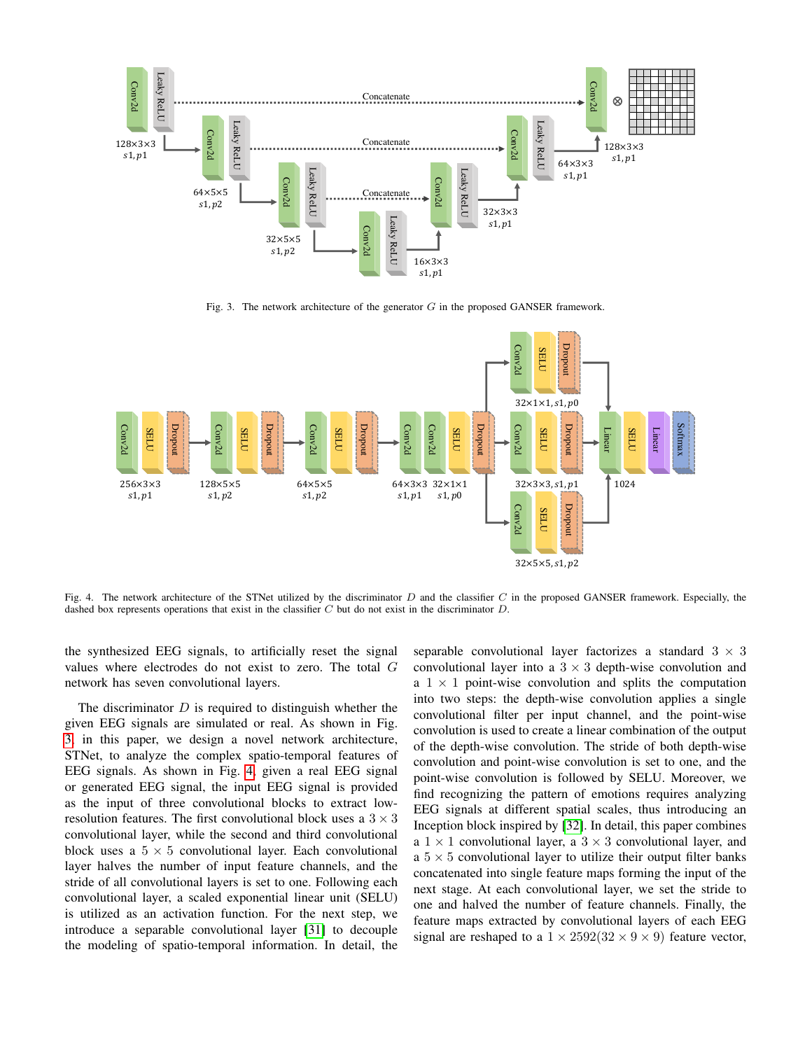Fig. 3. The network architecture of the generator $G$ in the proposed GANSER framework.

Fig. 4. The network architecture of the STNet utilized by the discriminator $D$ and the classifier $C$ in the proposed GANSER framework. Especially, the dashed box represents operations that exist in the classifier $C$ but do not exist in the discriminator $D$.

the synthesized EEG signals, to artificially reset the signal values where electrodes do not exist to zero. The total $G$ network has seven convolutional layers.

The discriminator $D$ is required to distinguish whether the given EEG signals are simulated or real. As shown in Fig. 3, in this paper, we design a novel network architecture, STNet, to analyze the complex spatio-temporal features of EEG signals. As shown in Fig. 4, given a real EEG signal or generated EEG signal, the input EEG signal is provided as the input of three convolutional blocks to extract low-resolution features. The first convolutional block uses a $3 \times 3$ convolutional layer, while the second and third convolutional block uses a $5 \times 5$ convolutional layer. Each convolutional layer halves the number of input feature channels, and the stride of all convolutional layers is set to one. Following each convolutional layer, a scaled exponential linear unit (SELU) is utilized as an activation function. For the next step, we introduce a separable convolutional layer [31] to decouple the modeling of spatio-temporal information. In detail, the separable convolutional layer factorizes a standard $3 \times 3$ convolutional layer into a $3 \times 3$ depth-wise convolution and a $1 \times 1$ point-wise convolution and splits the computation into two steps: the depth-wise convolution applies a single convolutional filter per input channel, and the point-wise convolution is used to create a linear combination of the output of the depth-wise convolution. The stride of both depth-wise convolution and point-wise convolution is set to one, and the point-wise convolution is followed by SELU. Moreover, we find recognizing the pattern of emotions requires analyzing EEG signals at different spatial scales, thus introducing an Inception block inspired by [32]. In detail, this paper combines a $1 \times 1$ convolutional layer, a $3 \times 3$ convolutional layer, and a $5 \times 5$ convolutional layer to utilize their output filter banks concatenated into single feature maps forming the input of the next stage. At each convolutional layer, we set the stride to one and halved the number of feature channels. Finally, the feature maps extracted by convolutional layers of each EEG signal are reshaped to a $1 \times 2592 (32 \times 9 \times 9)$ feature vector,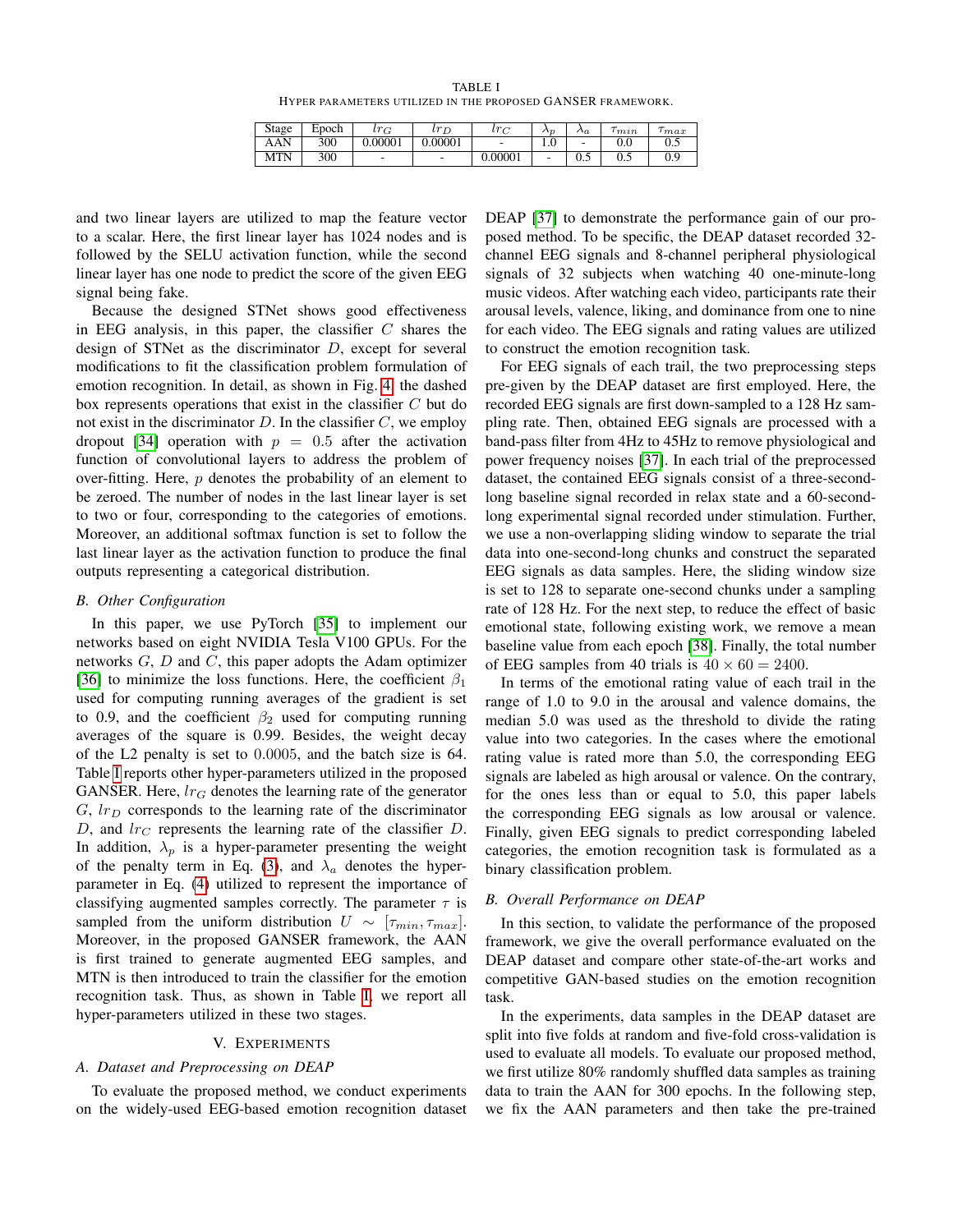TABLE I
HYPER PARAMETERS UTILIZED IN THE PROPOSED GANSER FRAMEWORK.

| Stage | Epoch | $lr_G$ | $lr_D$ | $lr_C$ | $\lambda_p$ | $\lambda_a$ | $\tau_{min}$ | $\tau_{max}$ |
|---|---|---|---|---|---|---|---|---|
| AAN | 300 | 0.00001 | 0.00001 | - | 1.0 | - | 0.0 | 0.5 |
| MTN | 300 | - | - | 0.00001 | - | 0.5 | 0.5 | 0.9 |

and two linear layers are utilized to map the feature vector to a scalar. Here, the first linear layer has 1024 nodes and is followed by the SELU activation function, while the second linear layer has one node to predict the score of the given EEG signal being fake.

Because the designed STNet shows good effectiveness in EEG analysis, in this paper, the classifier $C$ shares the design of STNet as the discriminator $D$, except for several modifications to fit the classification problem formulation of emotion recognition. In detail, as shown in Fig. 4, the dashed box represents operations that exist in the classifier $C$ but do not exist in the discriminator $D$. In the classifier $C$, we employ dropout [34] operation with $p = 0.5$ after the activation function of convolutional layers to address the problem of over-fitting. Here, $p$ denotes the probability of an element to be zeroed. The number of nodes in the last linear layer is set to two or four, corresponding to the categories of emotions. Moreover, an additional softmax function is set to follow the last linear layer as the activation function to produce the final outputs representing a categorical distribution.

### B. Other Configuration

In this paper, we use PyTorch [35] to implement our networks based on eight NVIDIA Tesla V100 GPUs. For the networks $G$, $D$ and $C$, this paper adopts the Adam optimizer [36] to minimize the loss functions. Here, the coefficient $\beta_1$ used for computing running averages of the gradient is set to 0.9, and the coefficient $\beta_2$ used for computing running averages of the square is 0.99. Besides, the weight decay of the L2 penalty is set to 0.0005, and the batch size is 64. Table I reports other hyper-parameters utilized in the proposed GANSER. Here, $lr_G$ denotes the learning rate of the generator $G$, $lr_D$ corresponds to the learning rate of the discriminator $D$, and $lr_C$ represents the learning rate of the classifier $D$. In addition, $\lambda_p$ is a hyper-parameter presenting the weight of the penalty term in Eq. (3), and $\lambda_a$ denotes the hyper-parameter in Eq. (4) utilized to represent the importance of classifying augmented samples correctly. The parameter $\tau$ is sampled from the uniform distribution $U \sim [\tau_{min}, \tau_{max}]$. Moreover, in the proposed GANSER framework, the AAN is first trained to generate augmented EEG samples, and MTN is then introduced to train the classifier for the emotion recognition task. Thus, as shown in Table I, we report all hyper-parameters utilized in these two stages.

## V. EXPERIMENTS

### A. Dataset and Preprocessing on DEAP

To evaluate the proposed method, we conduct experiments on the widely-used EEG-based emotion recognition dataset DEAP [37] to demonstrate the performance gain of our proposed method. To be specific, the DEAP dataset recorded 32-channel EEG signals and 8-channel peripheral physiological signals of 32 subjects when watching 40 one-minute-long music videos. After watching each video, participants rate their arousal levels, valence, liking, and dominance from one to nine for each video. The EEG signals and rating values are utilized to construct the emotion recognition task.

For EEG signals of each trail, the two preprocessing steps pre-given by the DEAP dataset are first employed. Here, the recorded EEG signals are first down-sampled to a 128 Hz sampling rate. Then, obtained EEG signals are processed with a band-pass filter from 4Hz to 45Hz to remove physiological and power frequency noises [37]. In each trial of the preprocessed dataset, the contained EEG signals consist of a three-second-long baseline signal recorded in relax state and a 60-second-long experimental signal recorded under stimulation. Further, we use a non-overlapping sliding window to separate the trial data into one-second-long chunks and construct the separated EEG signals as data samples. Here, the sliding window size is set to 128 to separate one-second chunks under a sampling rate of 128 Hz. For the next step, to reduce the effect of basic emotional state, following existing work, we remove a mean baseline value from each epoch [38]. Finally, the total number of EEG samples from 40 trials is $40 \times 60 = 2400$.

In terms of the emotional rating value of each trail in the range of 1.0 to 9.0 in the arousal and valence domains, the median 5.0 was used as the threshold to divide the rating value into two categories. In the cases where the emotional rating value is rated more than 5.0, the corresponding EEG signals are labeled as high arousal or valence. On the contrary, for the ones less than or equal to 5.0, this paper labels the corresponding EEG signals as low arousal or valence. Finally, given EEG signals to predict corresponding labeled categories, the emotion recognition task is formulated as a binary classification problem.

### B. Overall Performance on DEAP

In this section, to validate the performance of the proposed framework, we give the overall performance evaluated on the DEAP dataset and compare other state-of-the-art works and competitive GAN-based studies on the emotion recognition task.

In the experiments, data samples in the DEAP dataset are split into five folds at random and five-fold cross-validation is used to evaluate all models. To evaluate our proposed method, we first utilize 80% randomly shuffled data samples as training data to train the AAN for 300 epochs. In the following step, we fix the AAN parameters and then take the pre-trained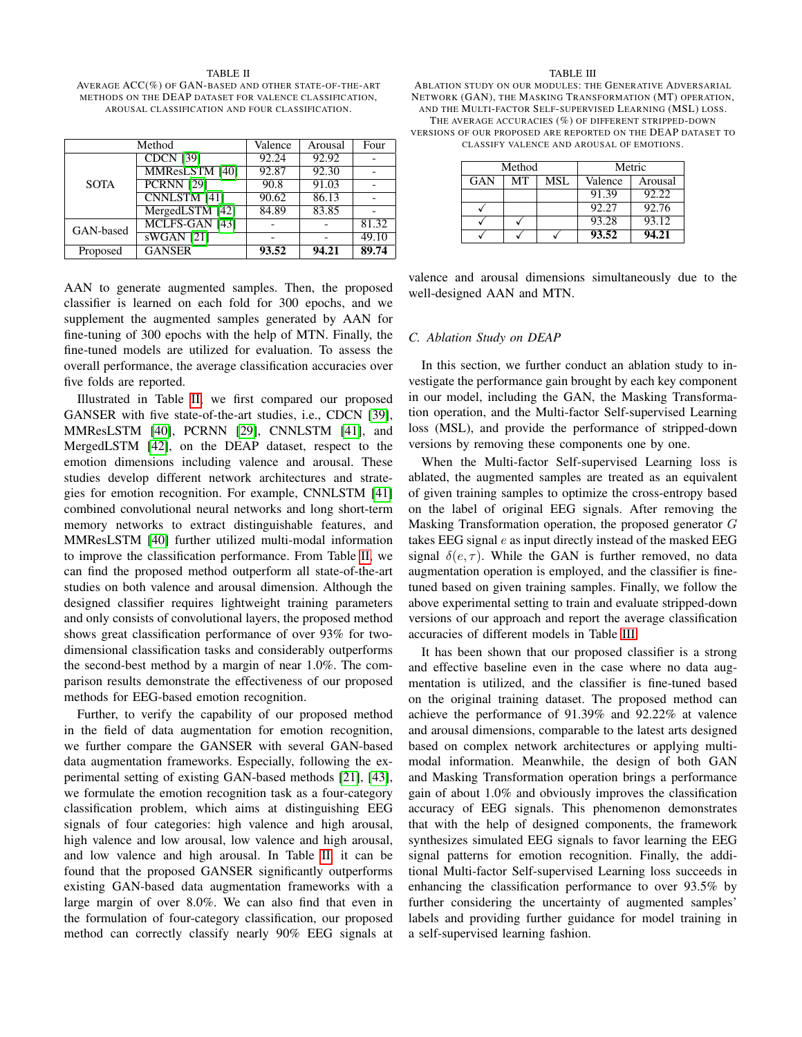TABLE II

AVERAGE ACC(%) OF GAN-BASED AND OTHER STATE-OF-THE-ART METHODS ON THE DEAP DATASET FOR VALENCE CLASSIFICATION, AROUSAL CLASSIFICATION AND FOUR CLASSIFICATION.

| Method | | Valence | Arousal | Four |
|---|---|---|---|---|
| SOTA | CDCN [39] | 92.24 | 92.92 | - |
| | MMResLSTM [40] | 92.87 | 92.30 | - |
| | PCRNN [29] | 90.8 | 91.03 | - |
| | CNNLSTM [41] | 90.62 | 86.13 | - |
| | MergedLSTM [42] | 84.89 | 83.85 | - |
| GAN-based | MCLFS-GAN [43] | - | - | 81.32 |
| | sWGAN [21] | - | - | 49.10 |
| Proposed | GANSER | **93.52** | **94.21** | **89.74** |

AAN to generate augmented samples. Then, the proposed classifier is learned on each fold for 300 epochs, and we supplement the augmented samples generated by AAN for fine-tuning of 300 epochs with the help of MTN. Finally, the fine-tuned models are utilized for evaluation. To assess the overall performance, the average classification accuracies over five folds are reported.

Illustrated in Table II, we first compared our proposed GANSER with five state-of-the-art studies, i.e., CDCN [39], MMResLSTM [40], PCRNN [29], CNNLSTM [41], and MergedLSTM [42], on the DEAP dataset, respect to the emotion dimensions including valence and arousal. These studies develop different network architectures and strategies for emotion recognition. For example, CNNLSTM [41] combined convolutional neural networks and long short-term memory networks to extract distinguishable features, and MMResLSTM [40] further utilized multi-modal information to improve the classification performance. From Table II, we can find the proposed method outperform all state-of-the-art studies on both valence and arousal dimension. Although the designed classifier requires lightweight training parameters and only consists of convolutional layers, the proposed method shows great classification performance of over 93% for two-dimensional classification tasks and considerably outperforms the second-best method by a margin of near 1.0%. The comparison results demonstrate the effectiveness of our proposed methods for EEG-based emotion recognition.

Further, to verify the capability of our proposed method in the field of data augmentation for emotion recognition, we further compare the GANSER with several GAN-based data augmentation frameworks. Especially, following the experimental setting of existing GAN-based methods [21], [43], we formulate the emotion recognition task as a four-category classification problem, which aims at distinguishing EEG signals of four categories: high valence and high arousal, high valence and low arousal, low valence and high arousal, and low valence and high arousal. In Table II, it can be found that the proposed GANSER significantly outperforms existing GAN-based data augmentation frameworks with a large margin of over 8.0%. We can also find that even in the formulation of four-category classification, our proposed method can correctly classify nearly 90% EEG signals at valence and arousal dimensions simultaneously due to the well-designed AAN and MTN.

TABLE III

ABLATION STUDY ON OUR MODULES: THE GENERATIVE ADVERSARIAL NETWORK (GAN), THE MASKING TRANSFORMATION (MT) OPERATION, AND THE MULTI-FACTOR SELF-SUPERVISED LEARNING (MSL) LOSS. THE AVERAGE ACCURACIES (%) OF DIFFERENT STRIPPED-DOWN VERSIONS OF OUR PROPOSED ARE REPORTED ON THE DEAP DATASET TO CLASSIFY VALENCE AND AROUSAL OF EMOTIONS.

| Method | | | Metric | |
|---|---|---|---|---|
| GAN | MT | MSL | Valence | Arousal |
| | | | 91.39 | 92.22 |
| ✓ | | | 92.27 | 92.76 |
| ✓ | ✓ | | 93.28 | 93.12 |
| ✓ | ✓ | ✓ | **93.52** | **94.21** |

## C. Ablation Study on DEAP

In this section, we further conduct an ablation study to investigate the performance gain brought by each key component in our model, including the GAN, the Masking Transformation operation, and the Multi-factor Self-supervised Learning loss (MSL), and provide the performance of stripped-down versions by removing these components one by one.

When the Multi-factor Self-supervised Learning loss is ablated, the augmented samples are treated as an equivalent of given training samples to optimize the cross-entropy based on the label of original EEG signals. After removing the Masking Transformation operation, the proposed generator $G$ takes EEG signal $e$ as input directly instead of the masked EEG signal $\delta(e, \tau)$. While the GAN is further removed, no data augmentation operation is employed, and the classifier is fine-tuned based on given training samples. Finally, we follow the above experimental setting to train and evaluate stripped-down versions of our approach and report the average classification accuracies of different models in Table III.

It has been shown that our proposed classifier is a strong and effective baseline even in the case where no data augmentation is utilized, and the classifier is fine-tuned based on the original training dataset. The proposed method can achieve the performance of 91.39% and 92.22% at valence and arousal dimensions, comparable to the latest arts designed based on complex network architectures or applying multi-modal information. Meanwhile, the design of both GAN and Masking Transformation operation brings a performance gain of about 1.0% and obviously improves the classification accuracy of EEG signals. This phenomenon demonstrates that with the help of designed components, the framework synthesizes simulated EEG signals to favor learning the EEG signal patterns for emotion recognition. Finally, the additional Multi-factor Self-supervised Learning loss succeeds in enhancing the classification performance to over 93.5% by further considering the uncertainty of augmented samples' labels and providing further guidance for model training in a self-supervised learning fashion.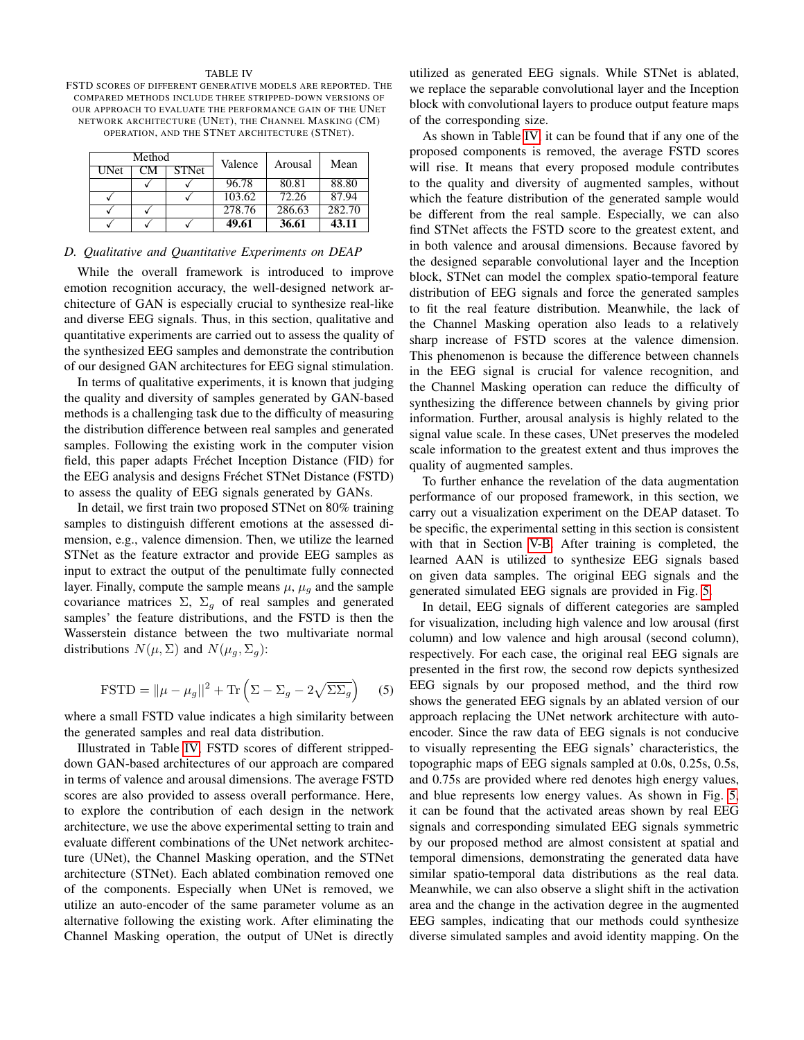TABLE IV

FSTD SCORES OF DIFFERENT GENERATIVE MODELS ARE REPORTED. THE COMPARED METHODS INCLUDE THREE STRIPPED-DOWN VERSIONS OF OUR APPROACH TO EVALUATE THE PERFORMANCE GAIN OF THE UNET NETWORK ARCHITECTURE (UNET), THE CHANNEL MASKING (CM) OPERATION, AND THE STNET ARCHITECTURE (STNET).

| Method | | | Valence | Arousal | Mean |
|---|---|---|---|---|---|
| UNet | CM | STNet | | | |
| | ✓ | ✓ | 96.78 | 80.81 | 88.80 |
| ✓ | | ✓ | 103.62 | 72.26 | 87.94 |
| ✓ | ✓ | | 278.76 | 286.63 | 282.70 |
| ✓ | ✓ | ✓ | **49.61** | **36.61** | **43.11** |

### D. Qualitative and Quantitative Experiments on DEAP

While the overall framework is introduced to improve emotion recognition accuracy, the well-designed network architecture of GAN is especially crucial to synthesize real-like and diverse EEG signals. Thus, in this section, qualitative and quantitative experiments are carried out to assess the quality of the synthesized EEG samples and demonstrate the contribution of our designed GAN architectures for EEG signal stimulation.

In terms of qualitative experiments, it is known that judging the quality and diversity of samples generated by GAN-based methods is a challenging task due to the difficulty of measuring the distribution difference between real samples and generated samples. Following the existing work in the computer vision field, this paper adapts Fréchet Inception Distance (FID) for the EEG analysis and designs Fréchet STNet Distance (FSTD) to assess the quality of EEG signals generated by GANs.

In detail, we first train two proposed STNet on 80% training samples to distinguish different emotions at the assessed dimension, e.g., valence dimension. Then, we utilize the learned STNet as the feature extractor and provide EEG samples as input to extract the output of the penultimate fully connected layer. Finally, compute the sample means $\mu$, $\mu_g$ and the sample covariance matrices $\Sigma$, $\Sigma_g$ of real samples and generated samples' the feature distributions, and the FSTD is then the Wasserstein distance between the two multivariate normal distributions $N(\mu, \Sigma)$ and $N(\mu_g, \Sigma_g)$:

$$\text{FSTD} = \|\mu - \mu_g\|^2 + \text{Tr}\left(\Sigma - \Sigma_g - 2\sqrt{\Sigma\Sigma_g}\right) \tag{5}$$

where a small FSTD value indicates a high similarity between the generated samples and real data distribution.

Illustrated in Table IV, FSTD scores of different stripped-down GAN-based architectures of our approach are compared in terms of valence and arousal dimensions. The average FSTD scores are also provided to assess overall performance. Here, to explore the contribution of each design in the network architecture, we use the above experimental setting to train and evaluate different combinations of the UNet network architecture (UNet), the Channel Masking operation, and the STNet architecture (STNet). Each ablated combination removed one of the components. Especially when UNet is removed, we utilize an auto-encoder of the same parameter volume as an alternative following the existing work. After eliminating the Channel Masking operation, the output of UNet is directly utilized as generated EEG signals. While STNet is ablated, we replace the separable convolutional layer and the Inception block with convolutional layers to produce output feature maps of the corresponding size.

As shown in Table IV, it can be found that if any one of the proposed components is removed, the average FSTD scores will rise. It means that every proposed module contributes to the quality and diversity of augmented samples, without which the feature distribution of the generated sample would be different from the real sample. Especially, we can also find STNet affects the FSTD score to the greatest extent, and in both valence and arousal dimensions. Because favored by the designed separable convolutional layer and the Inception block, STNet can model the complex spatio-temporal feature distribution of EEG signals and force the generated samples to fit the real feature distribution. Meanwhile, the lack of the Channel Masking operation also leads to a relatively sharp increase of FSTD scores at the valence dimension. This phenomenon is because the difference between channels in the EEG signal is crucial for valence recognition, and the Channel Masking operation can reduce the difficulty of synthesizing the difference between channels by giving prior information. Further, arousal analysis is highly related to the signal value scale. In these cases, UNet preserves the modeled scale information to the greatest extent and thus improves the quality of augmented samples.

To further enhance the revelation of the data augmentation performance of our proposed framework, in this section, we carry out a visualization experiment on the DEAP dataset. To be specific, the experimental setting in this section is consistent with that in Section V-B. After training is completed, the learned AAN is utilized to synthesize EEG signals based on given data samples. The original EEG signals and the generated simulated EEG signals are provided in Fig. 5.

In detail, EEG signals of different categories are sampled for visualization, including high valence and low arousal (first column) and low valence and high arousal (second column), respectively. For each case, the original real EEG signals are presented in the first row, the second row depicts synthesized EEG signals by our proposed method, and the third row shows the generated EEG signals by an ablated version of our approach replacing the UNet network architecture with auto-encoder. Since the raw data of EEG signals is not conducive to visually representing the EEG signals' characteristics, the topographic maps of EEG signals sampled at 0.0s, 0.25s, 0.5s, and 0.75s are provided where red denotes high energy values, and blue represents low energy values. As shown in Fig. 5, it can be found that the activated areas shown by real EEG signals and corresponding simulated EEG signals symmetric by our proposed method are almost consistent at spatial and temporal dimensions, demonstrating the generated data have similar spatio-temporal data distributions as the real data. Meanwhile, we can also observe a slight shift in the activation area and the change in the activation degree in the augmented EEG samples, indicating that our methods could synthesize diverse simulated samples and avoid identity mapping. On the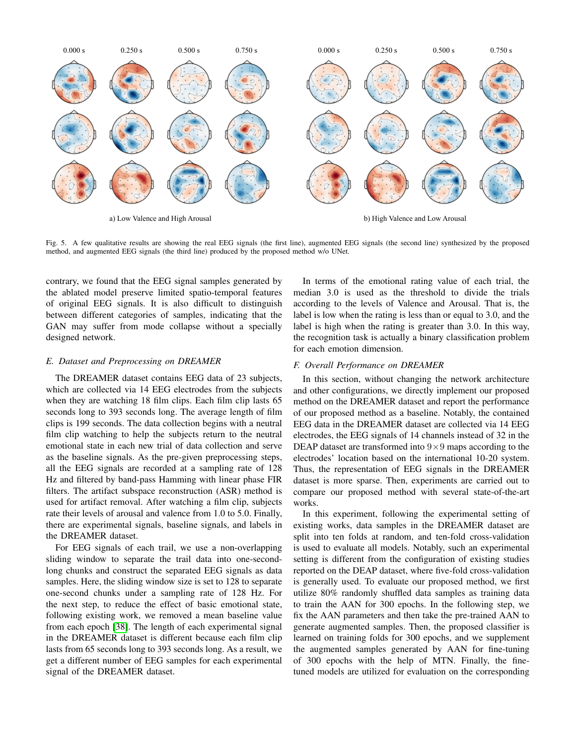0.000 s 0.250 s 0.500 s 0.750 s 0.000 s 0.250 s 0.500 s 0.750 s

a) Low Valence and High Arousal

b) High Valence and Low Arousal

Fig. 5. A few qualitative results are showing the real EEG signals (the first line), augmented EEG signals (the second line) synthesized by the proposed method, and augmented EEG signals (the third line) produced by the proposed method w/o UNet.

contrary, we found that the EEG signal samples generated by the ablated model preserve limited spatio-temporal features of original EEG signals. It is also difficult to distinguish between different categories of samples, indicating that the GAN may suffer from mode collapse without a specially designed network.

### E. Dataset and Preprocessing on DREAMER

The DREAMER dataset contains EEG data of 23 subjects, which are collected via 14 EEG electrodes from the subjects when they are watching 18 film clips. Each film clip lasts 65 seconds long to 393 seconds long. The average length of film clips is 199 seconds. The data collection begins with a neutral film clip watching to help the subjects return to the neutral emotional state in each new trial of data collection and serve as the baseline signals. As the pre-given preprocessing steps, all the EEG signals are recorded at a sampling rate of 128 Hz and filtered by band-pass Hamming with linear phase FIR filters. The artifact subspace reconstruction (ASR) method is used for artifact removal. After watching a film clip, subjects rate their levels of arousal and valence from 1.0 to 5.0. Finally, there are experimental signals, baseline signals, and labels in the DREAMER dataset.

For EEG signals of each trail, we use a non-overlapping sliding window to separate the trail data into one-second-long chunks and construct the separated EEG signals as data samples. Here, the sliding window size is set to 128 to separate one-second chunks under a sampling rate of 128 Hz. For the next step, to reduce the effect of basic emotional state, following existing work, we removed a mean baseline value from each epoch [38]. The length of each experimental signal in the DREAMER dataset is different because each film clip lasts from 65 seconds long to 393 seconds long. As a result, we get a different number of EEG samples for each experimental signal of the DREAMER dataset.

In terms of the emotional rating value of each trial, the median 3.0 is used as the threshold to divide the trials according to the levels of Valence and Arousal. That is, the label is low when the rating is less than or equal to 3.0, and the label is high when the rating is greater than 3.0. In this way, the recognition task is actually a binary classification problem for each emotion dimension.

### F. Overall Performance on DREAMER

In this section, without changing the network architecture and other configurations, we directly implement our proposed method on the DREAMER dataset and report the performance of our proposed method as a baseline. Notably, the contained EEG data in the DREAMER dataset are collected via 14 EEG electrodes, the EEG signals of 14 channels instead of 32 in the DEAP dataset are transformed into $9 \times 9$ maps according to the electrodes' location based on the international 10-20 system. Thus, the representation of EEG signals in the DREAMER dataset is more sparse. Then, experiments are carried out to compare our proposed method with several state-of-the-art works.

In this experiment, following the experimental setting of existing works, data samples in the DREAMER dataset are split into ten folds at random, and ten-fold cross-validation is used to evaluate all models. Notably, such an experimental setting is different from the configuration of existing studies reported on the DEAP dataset, where five-fold cross-validation is generally used. To evaluate our proposed method, we first utilize 80% randomly shuffled data samples as training data to train the AAN for 300 epochs. In the following step, we fix the AAN parameters and then take the pre-trained AAN to generate augmented samples. Then, the proposed classifier is learned on training folds for 300 epochs, and we supplement the augmented samples generated by AAN for fine-tuning of 300 epochs with the help of MTN. Finally, the fine-tuned models are utilized for evaluation on the corresponding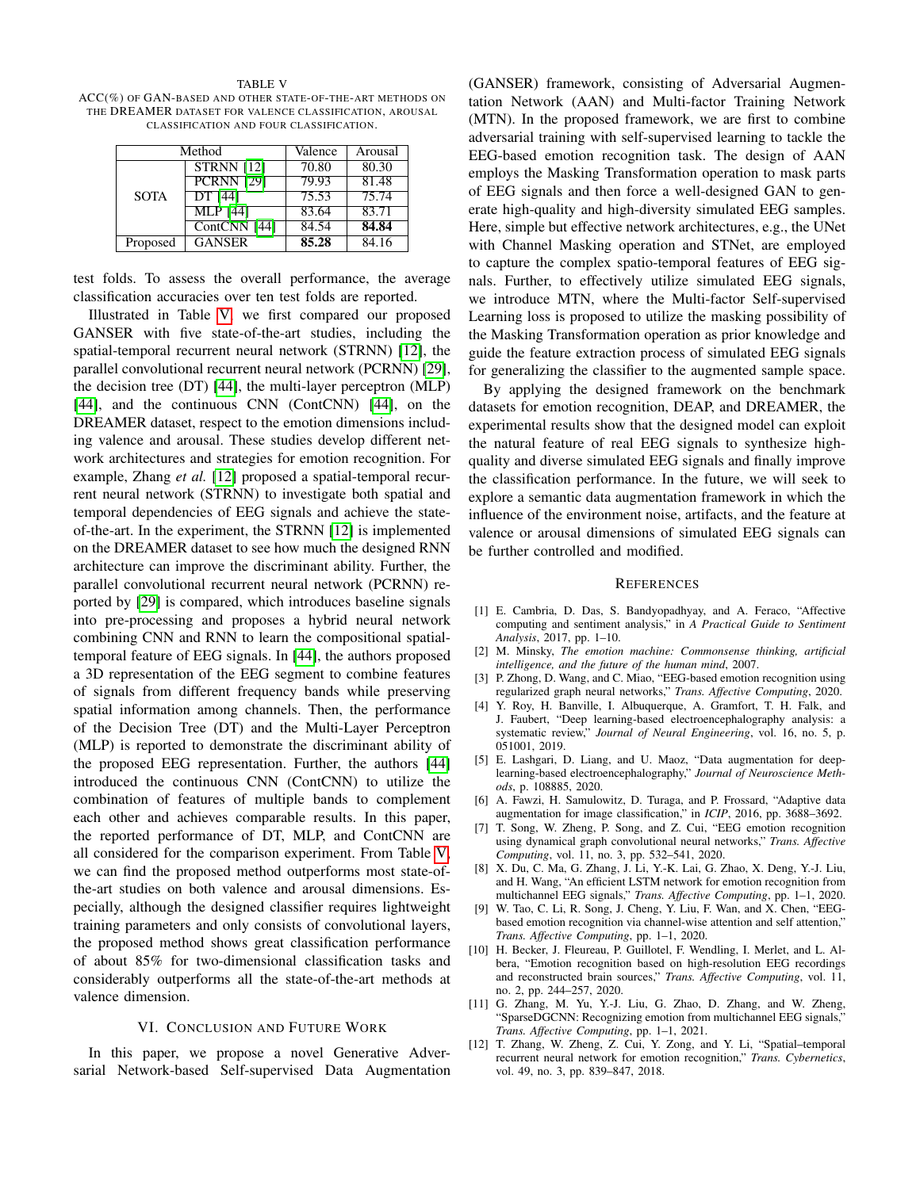TABLE V
ACC(%) OF GAN-BASED AND OTHER STATE-OF-THE-ART METHODS ON THE DREAMER DATASET FOR VALENCE CLASSIFICATION, AROUSAL CLASSIFICATION AND FOUR CLASSIFICATION.

| Method | | Valence | Arousal |
|---|---|---|---|
| SOTA | STRNN [12] | 70.80 | 80.30 |
| | PCRNN [29] | 79.93 | 81.48 |
| | DT [44] | 75.53 | 75.74 |
| | MLP [44] | 83.64 | 83.71 |
| | ContCNN [44] | 84.54 | **84.84** |
| Proposed | GANSER | **85.28** | 84.16 |

test folds. To assess the overall performance, the average classification accuracies over ten test folds are reported.

Illustrated in Table V, we first compared our proposed GANSER with five state-of-the-art studies, including the spatial-temporal recurrent neural network (STRNN) [12], the parallel convolutional recurrent neural network (PCRNN) [29], the decision tree (DT) [44], the multi-layer perceptron (MLP) [44], and the continuous CNN (ContCNN) [44], on the DREAMER dataset, respect to the emotion dimensions including valence and arousal. These studies develop different network architectures and strategies for emotion recognition. For example, Zhang *et al.* [12] proposed a spatial-temporal recurrent neural network (STRNN) to investigate both spatial and temporal dependencies of EEG signals and achieve the state-of-the-art. In the experiment, the STRNN [12] is implemented on the DREAMER dataset to see how much the designed RNN architecture can improve the discriminant ability. Further, the parallel convolutional recurrent neural network (PCRNN) reported by [29] is compared, which introduces baseline signals into pre-processing and proposes a hybrid neural network combining CNN and RNN to learn the compositional spatial-temporal feature of EEG signals. In [44], the authors proposed a 3D representation of the EEG segment to combine features of signals from different frequency bands while preserving spatial information among channels. Then, the performance of the Decision Tree (DT) and the Multi-Layer Perceptron (MLP) is reported to demonstrate the discriminant ability of the proposed EEG representation. Further, the authors [44] introduced the continuous CNN (ContCNN) to utilize the combination of features of multiple bands to complement each other and achieves comparable results. In this paper, the reported performance of DT, MLP, and ContCNN are all considered for the comparison experiment. From Table V, we can find the proposed method outperforms most state-of-the-art studies on both valence and arousal dimensions. Especially, although the designed classifier requires lightweight training parameters and only consists of convolutional layers, the proposed method shows great classification performance of about 85% for two-dimensional classification tasks and considerably outperforms all the state-of-the-art methods at valence dimension.

## VI. Conclusion and Future Work

In this paper, we propose a novel Generative Adversarial Network-based Self-supervised Data Augmentation (GANSER) framework, consisting of Adversarial Augmentation Network (AAN) and Multi-factor Training Network (MTN). In the proposed framework, we are first to combine adversarial training with self-supervised learning to tackle the EEG-based emotion recognition task. The design of AAN employs the Masking Transformation operation to mask parts of EEG signals and then force a well-designed GAN to generate high-quality and high-diversity simulated EEG samples. Here, simple but effective network architectures, e.g., the UNet with Channel Masking operation and STNet, are employed to capture the complex spatio-temporal features of EEG signals. Further, to effectively utilize simulated EEG signals, we introduce MTN, where the Multi-factor Self-supervised Learning loss is proposed to utilize the masking possibility of the Masking Transformation operation as prior knowledge and guide the feature extraction process of simulated EEG signals for generalizing the classifier to the augmented sample space.

By applying the designed framework on the benchmark datasets for emotion recognition, DEAP, and DREAMER, the experimental results show that the designed model can exploit the natural feature of real EEG signals to synthesize high-quality and diverse simulated EEG signals and finally improve the classification performance. In the future, we will seek to explore a semantic data augmentation framework in which the influence of the environment noise, artifacts, and the feature at valence or arousal dimensions of simulated EEG signals can be further controlled and modified.

## References

[1] E. Cambria, D. Das, S. Bandyopadhyay, and A. Feraco, "Affective computing and sentiment analysis," in *A Practical Guide to Sentiment Analysis*, 2017, pp. 1–10.

[2] M. Minsky, *The emotion machine: Commonsense thinking, artificial intelligence, and the future of the human mind*, 2007.

[3] P. Zhong, D. Wang, and C. Miao, "EEG-based emotion recognition using regularized graph neural networks," *Trans. Affective Computing*, 2020.

[4] Y. Roy, H. Banville, I. Albuquerque, A. Gramfort, T. H. Falk, and J. Faubert, "Deep learning-based electroencephalography analysis: a systematic review," *Journal of Neural Engineering*, vol. 16, no. 5, p. 051001, 2019.

[5] E. Lashgari, D. Liang, and U. Maoz, "Data augmentation for deep-learning-based electroencephalography," *Journal of Neuroscience Methods*, p. 108885, 2020.

[6] A. Fawzi, H. Samulowitz, D. Turaga, and P. Frossard, "Adaptive data augmentation for image classification," in *ICIP*, 2016, pp. 3688–3692.

[7] T. Song, W. Zheng, P. Song, and Z. Cui, "EEG emotion recognition using dynamical graph convolutional neural networks," *Trans. Affective Computing*, vol. 11, no. 3, pp. 532–541, 2020.

[8] X. Du, C. Ma, G. Zhang, J. Li, Y.-K. Lai, G. Zhao, X. Deng, Y.-J. Liu, and H. Wang, "An efficient LSTM network for emotion recognition from multichannel EEG signals," *Trans. Affective Computing*, pp. 1–1, 2020.

[9] W. Tao, C. Li, R. Song, J. Cheng, Y. Liu, F. Wan, and X. Chen, "EEG-based emotion recognition via channel-wise attention and self attention," *Trans. Affective Computing*, pp. 1–1, 2020.

[10] H. Becker, J. Fleureau, P. Guillotel, F. Wendling, I. Merlet, and L. Albera, "Emotion recognition based on high-resolution EEG recordings and reconstructed brain sources," *Trans. Affective Computing*, vol. 11, no. 2, pp. 244–257, 2020.

[11] G. Zhang, M. Yu, Y.-J. Liu, G. Zhao, D. Zhang, and W. Zheng, "SparseDGCNN: Recognizing emotion from multichannel EEG signals," *Trans. Affective Computing*, pp. 1–1, 2021.

[12] T. Zhang, W. Zheng, Z. Cui, Y. Zong, and Y. Li, "Spatial–temporal recurrent neural network for emotion recognition," *Trans. Cybernetics*, vol. 49, no. 3, pp. 839–847, 2018.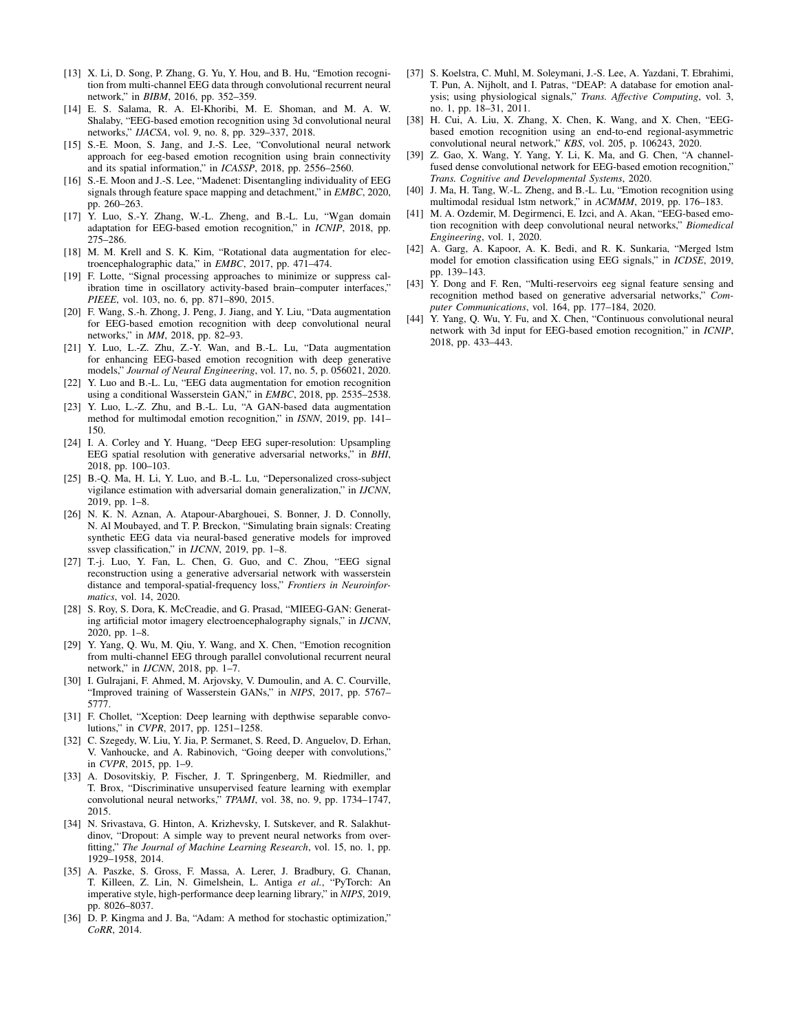[13] X. Li, D. Song, P. Zhang, G. Yu, Y. Hou, and B. Hu, "Emotion recognition from multi-channel EEG data through convolutional recurrent neural network," in *BIBM*, 2016, pp. 352–359.

[14] E. S. Salama, R. A. El-Khoribi, M. E. Shoman, and M. A. W. Shalaby, "EEG-based emotion recognition using 3d convolutional neural networks," *IJACSA*, vol. 9, no. 8, pp. 329–337, 2018.

[15] S.-E. Moon, S. Jang, and J.-S. Lee, "Convolutional neural network approach for eeg-based emotion recognition using brain connectivity and its spatial information," in *ICASSP*, 2018, pp. 2556–2560.

[16] S.-E. Moon and J.-S. Lee, "Madenet: Disentangling individuality of EEG signals through feature space mapping and detachment," in *EMBC*, 2020, pp. 260–263.

[17] Y. Luo, S.-Y. Zhang, W.-L. Zheng, and B.-L. Lu, "Wgan domain adaptation for EEG-based emotion recognition," in *ICNIP*, 2018, pp. 275–286.

[18] M. M. Krell and S. K. Kim, "Rotational data augmentation for electroencephalographic data," in *EMBC*, 2017, pp. 471–474.

[19] F. Lotte, "Signal processing approaches to minimize or suppress calibration time in oscillatory activity-based brain–computer interfaces," *PIEEE*, vol. 103, no. 6, pp. 871–890, 2015.

[20] F. Wang, S.-h. Zhong, J. Peng, J. Jiang, and Y. Liu, "Data augmentation for EEG-based emotion recognition with deep convolutional neural networks," in *MM*, 2018, pp. 82–93.

[21] Y. Luo, L.-Z. Zhu, Z.-Y. Wan, and B.-L. Lu, "Data augmentation for enhancing EEG-based emotion recognition with deep generative models," *Journal of Neural Engineering*, vol. 17, no. 5, p. 056021, 2020.

[22] Y. Luo and B.-L. Lu, "EEG data augmentation for emotion recognition using a conditional Wasserstein GAN," in *EMBC*, 2018, pp. 2535–2538.

[23] Y. Luo, L.-Z. Zhu, and B.-L. Lu, "A GAN-based data augmentation method for multimodal emotion recognition," in *ISNN*, 2019, pp. 141–150.

[24] I. A. Corley and Y. Huang, "Deep EEG super-resolution: Upsampling EEG spatial resolution with generative adversarial networks," in *BHI*, 2018, pp. 100–103.

[25] B.-Q. Ma, H. Li, Y. Luo, and B.-L. Lu, "Depersonalized cross-subject vigilance estimation with adversarial domain generalization," in *IJCNN*, 2019, pp. 1–8.

[26] N. K. N. Aznan, A. Atapour-Abarghouei, S. Bonner, J. D. Connolly, N. Al Moubayed, and T. P. Breckon, "Simulating brain signals: Creating synthetic EEG data via neural-based generative models for improved ssvep classification," in *IJCNN*, 2019, pp. 1–8.

[27] T.-j. Luo, Y. Fan, L. Chen, G. Guo, and C. Zhou, "EEG signal reconstruction using a generative adversarial network with wasserstein distance and temporal-spatial-frequency loss," *Frontiers in Neuroinformatics*, vol. 14, 2020.

[28] S. Roy, S. Dora, K. McCreadie, and G. Prasad, "MIEEG-GAN: Generating artificial motor imagery electroencephalography signals," in *IJCNN*, 2020, pp. 1–8.

[29] Y. Yang, Q. Wu, M. Qiu, Y. Wang, and X. Chen, "Emotion recognition from multi-channel EEG through parallel convolutional recurrent neural network," in *IJCNN*, 2018, pp. 1–7.

[30] I. Gulrajani, F. Ahmed, M. Arjovsky, V. Dumoulin, and A. C. Courville, "Improved training of Wasserstein GANs," in *NIPS*, 2017, pp. 5767–5777.

[31] F. Chollet, "Xception: Deep learning with depthwise separable convolutions," in *CVPR*, 2017, pp. 1251–1258.

[32] C. Szegedy, W. Liu, Y. Jia, P. Sermanet, S. Reed, D. Anguelov, D. Erhan, V. Vanhoucke, and A. Rabinovich, "Going deeper with convolutions," in *CVPR*, 2015, pp. 1–9.

[33] A. Dosovitskiy, P. Fischer, J. T. Springenberg, M. Riedmiller, and T. Brox, "Discriminative unsupervised feature learning with exemplar convolutional neural networks," *TPAMI*, vol. 38, no. 9, pp. 1734–1747, 2015.

[34] N. Srivastava, G. Hinton, A. Krizhevsky, I. Sutskever, and R. Salakhutdinov, "Dropout: A simple way to prevent neural networks from overfitting," *The Journal of Machine Learning Research*, vol. 15, no. 1, pp. 1929–1958, 2014.

[35] A. Paszke, S. Gross, F. Massa, A. Lerer, J. Bradbury, G. Chanan, T. Killeen, Z. Lin, N. Gimelshein, L. Antiga *et al.*, "PyTorch: An imperative style, high-performance deep learning library," in *NIPS*, 2019, pp. 8026–8037.

[36] D. P. Kingma and J. Ba, "Adam: A method for stochastic optimization," *CoRR*, 2014.

[37] S. Koelstra, C. Muhl, M. Soleymani, J.-S. Lee, A. Yazdani, T. Ebrahimi, T. Pun, A. Nijholt, and I. Patras, "DEAP: A database for emotion analysis; using physiological signals," *Trans. Affective Computing*, vol. 3, no. 1, pp. 18–31, 2011.

[38] H. Cui, A. Liu, X. Zhang, X. Chen, K. Wang, and X. Chen, "EEG-based emotion recognition using an end-to-end regional-asymmetric convolutional neural network," *KBS*, vol. 205, p. 106243, 2020.

[39] Z. Gao, X. Wang, Y. Yang, Y. Li, K. Ma, and G. Chen, "A channel-fused dense convolutional network for EEG-based emotion recognition," *Trans. Cognitive and Developmental Systems*, 2020.

[40] J. Ma, H. Tang, W.-L. Zheng, and B.-L. Lu, "Emotion recognition using multimodal residual lstm network," in *ACMMM*, 2019, pp. 176–183.

[41] M. A. Ozdemir, M. Degirmenci, E. Izci, and A. Akan, "EEG-based emotion recognition with deep convolutional neural networks," *Biomedical Engineering*, vol. 1, 2020.

[42] A. Garg, A. Kapoor, A. K. Bedi, and R. K. Sunkaria, "Merged lstm model for emotion classification using EEG signals," in *ICDSE*, 2019, pp. 139–143.

[43] Y. Dong and F. Ren, "Multi-reservoirs eeg signal feature sensing and recognition method based on generative adversarial networks," *Computer Communications*, vol. 164, pp. 177–184, 2020.

[44] Y. Yang, Q. Wu, Y. Fu, and X. Chen, "Continuous convolutional neural network with 3d input for EEG-based emotion recognition," in *ICNIP*, 2018, pp. 433–443.